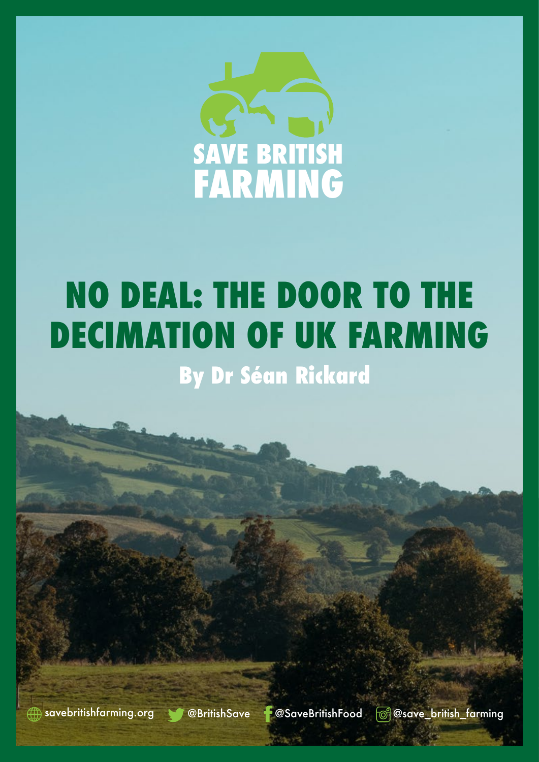SAVE BRITISH FARMING

# NO DEAL: THE DOOR TO THE DECIMATION OF UK FARMING

## By Dr Séan Rickard

savebritishfarming.org @BritishSave @SaveBritishFood @save_british_farming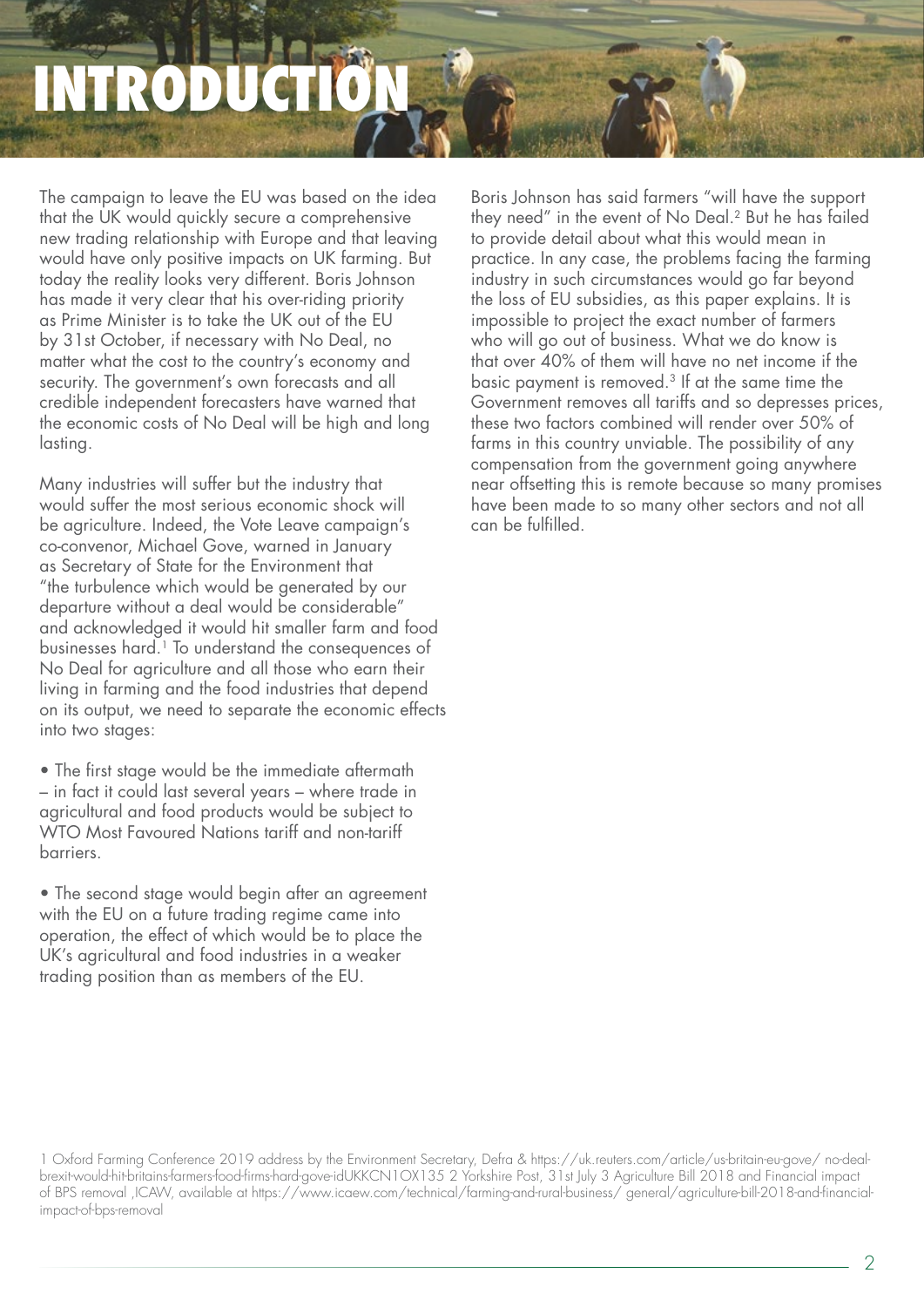# INTRODUCTION

The campaign to leave the EU was based on the idea that the UK would quickly secure a comprehensive new trading relationship with Europe and that leaving would have only positive impacts on UK farming. But today the reality looks very different. Boris Johnson has made it very clear that his over-riding priority as Prime Minister is to take the UK out of the EU by 31st October, if necessary with No Deal, no matter what the cost to the country's economy and security. The government's own forecasts and all credible independent forecasters have warned that the economic costs of No Deal will be high and long lasting.

Many industries will suffer but the industry that would suffer the most serious economic shock will be agriculture. Indeed, the Vote Leave campaign's co-convenor, Michael Gove, warned in January as Secretary of State for the Environment that "the turbulence which would be generated by our departure without a deal would be considerable" and acknowledged it would hit smaller farm and food businesses hard.[1] To understand the consequences of No Deal for agriculture and all those who earn their living in farming and the food industries that depend on its output, we need to separate the economic effects into two stages:

- The first stage would be the immediate aftermath – in fact it could last several years – where trade in agricultural and food products would be subject to WTO Most Favoured Nations tariff and non-tariff barriers.

- The second stage would begin after an agreement with the EU on a future trading regime came into operation, the effect of which would be to place the UK's agricultural and food industries in a weaker trading position than as members of the EU.

Boris Johnson has said farmers "will have the support they need" in the event of No Deal.[2] But he has failed to provide detail about what this would mean in practice. In any case, the problems facing the farming industry in such circumstances would go far beyond the loss of EU subsidies, as this paper explains. It is impossible to project the exact number of farmers who will go out of business. What we do know is that over 40% of them will have no net income if the basic payment is removed.[3] If at the same time the Government removes all tariffs and so depresses prices, these two factors combined will render over 50% of farms in this country unviable. The possibility of any compensation from the government going anywhere near offsetting this is remote because so many promises have been made to so many other sectors and not all can be fulfilled.

1 Oxford Farming Conference 2019 address by the Environment Secretary, Defra & https://uk.reuters.com/article/us-britain-eu-gove/ no-deal-brexit-would-hit-britains-farmers-food-firms-hard-gove-idUKKCN1OX135 2 Yorkshire Post, 31st July 3 Agriculture Bill 2018 and Financial impact of BPS removal ,ICAW, available at https://www.icaew.com/technical/farming-and-rural-business/ general/agriculture-bill-2018-and-financial-impact-of-bps-removal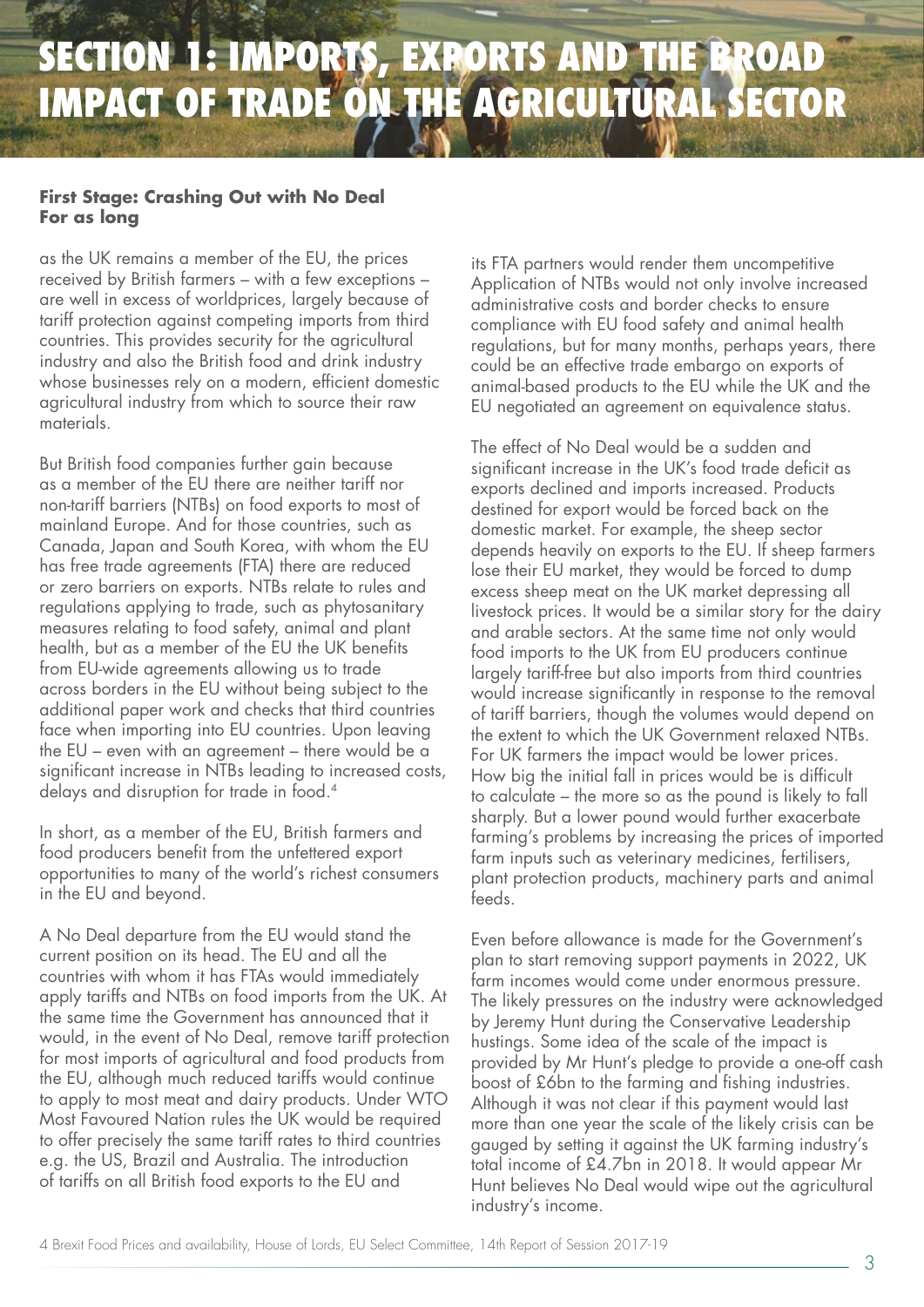# SECTION 1: IMPORTS, EXPORTS AND THE BROAD IMPACT OF TRADE ON THE AGRICULTURAL SECTOR

**First Stage: Crashing Out with No Deal**
**For as long**

as the UK remains a member of the EU, the prices received by British farmers – with a few exceptions – are well in excess of worldprices, largely because of tariff protection against competing imports from third countries. This provides security for the agricultural industry and also the British food and drink industry whose businesses rely on a modern, efficient domestic agricultural industry from which to source their raw materials.

But British food companies further gain because as a member of the EU there are neither tariff nor non-tariff barriers (NTBs) on food exports to most of mainland Europe. And for those countries, such as Canada, Japan and South Korea, with whom the EU has free trade agreements (FTA) there are reduced or zero barriers on exports. NTBs relate to rules and regulations applying to trade, such as phytosanitary measures relating to food safety, animal and plant health, but as a member of the EU the UK benefits from EU-wide agreements allowing us to trade across borders in the EU without being subject to the additional paper work and checks that third countries face when importing into EU countries. Upon leaving the EU – even with an agreement – there would be a significant increase in NTBs leading to increased costs, delays and disruption for trade in food.[4]

In short, as a member of the EU, British farmers and food producers benefit from the unfettered export opportunities to many of the world's richest consumers in the EU and beyond.

A No Deal departure from the EU would stand the current position on its head. The EU and all the countries with whom it has FTAs would immediately apply tariffs and NTBs on food imports from the UK. At the same time the Government has announced that it would, in the event of No Deal, remove tariff protection for most imports of agricultural and food products from the EU, although much reduced tariffs would continue to apply to most meat and dairy products. Under WTO Most Favoured Nation rules the UK would be required to offer precisely the same tariff rates to third countries e.g. the US, Brazil and Australia. The introduction of tariffs on all British food exports to the EU and its FTA partners would render them uncompetitive Application of NTBs would not only involve increased administrative costs and border checks to ensure compliance with EU food safety and animal health regulations, but for many months, perhaps years, there could be an effective trade embargo on exports of animal-based products to the EU while the UK and the EU negotiated an agreement on equivalence status.

The effect of No Deal would be a sudden and significant increase in the UK's food trade deficit as exports declined and imports increased. Products destined for export would be forced back on the domestic market. For example, the sheep sector depends heavily on exports to the EU. If sheep farmers lose their EU market, they would be forced to dump excess sheep meat on the UK market depressing all livestock prices. It would be a similar story for the dairy and arable sectors. At the same time not only would food imports to the UK from EU producers continue largely tariff-free but also imports from third countries would increase significantly in response to the removal of tariff barriers, though the volumes would depend on the extent to which the UK Government relaxed NTBs. For UK farmers the impact would be lower prices. How big the initial fall in prices would be is difficult to calculate – the more so as the pound is likely to fall sharply. But a lower pound would further exacerbate farming's problems by increasing the prices of imported farm inputs such as veterinary medicines, fertilisers, plant protection products, machinery parts and animal feeds.

Even before allowance is made for the Government's plan to start removing support payments in 2022, UK farm incomes would come under enormous pressure. The likely pressures on the industry were acknowledged by Jeremy Hunt during the Conservative Leadership hustings. Some idea of the scale of the impact is provided by Mr Hunt's pledge to provide a one-off cash boost of £6bn to the farming and fishing industries. Although it was not clear if this payment would last more than one year the scale of the likely crisis can be gauged by setting it against the UK farming industry's total income of £4.7bn in 2018. It would appear Mr Hunt believes No Deal would wipe out the agricultural industry's income.

4 Brexit Food Prices and availability, House of Lords, EU Select Committee, 14th Report of Session 2017-19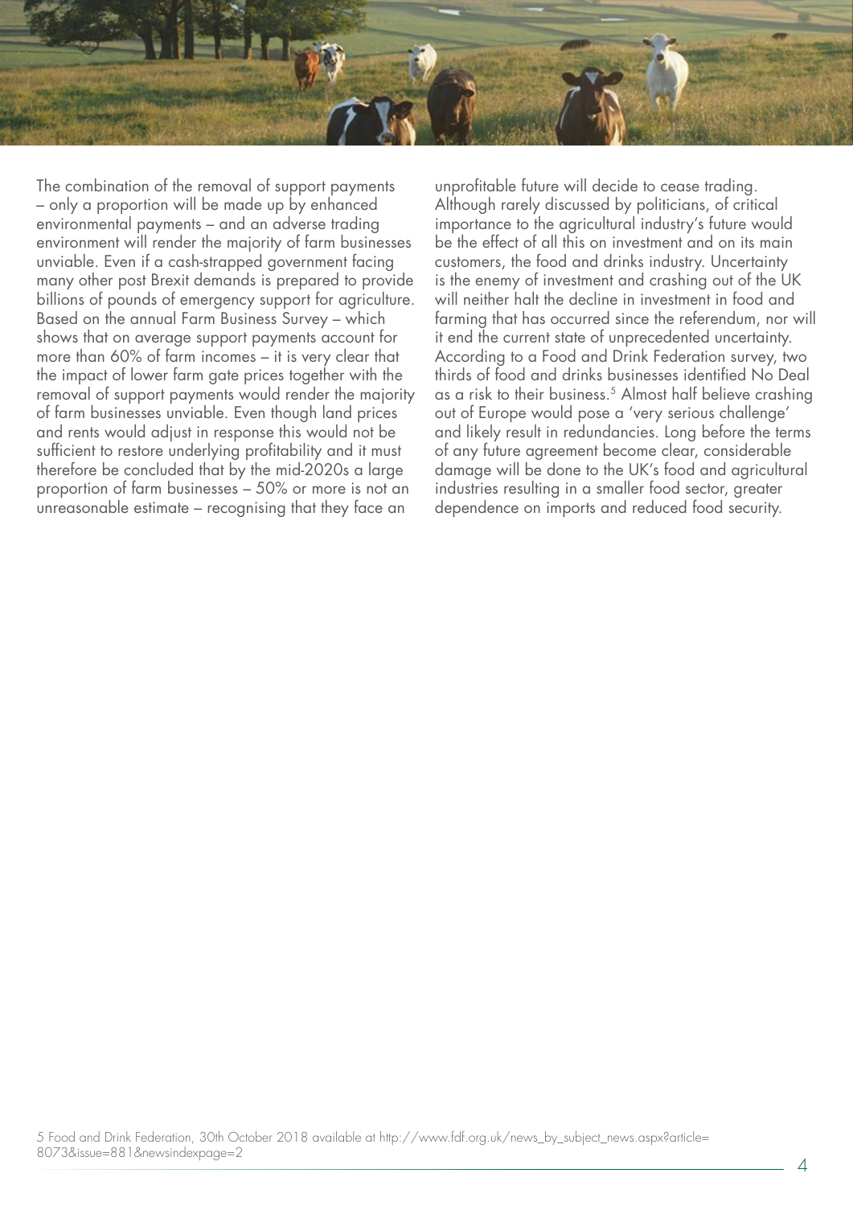The combination of the removal of support payments – only a proportion will be made up by enhanced environmental payments – and an adverse trading environment will render the majority of farm businesses unviable. Even if a cash-strapped government facing many other post Brexit demands is prepared to provide billions of pounds of emergency support for agriculture. Based on the annual Farm Business Survey – which shows that on average support payments account for more than 60% of farm incomes – it is very clear that the impact of lower farm gate prices together with the removal of support payments would render the majority of farm businesses unviable. Even though land prices and rents would adjust in response this would not be sufficient to restore underlying profitability and it must therefore be concluded that by the mid-2020s a large proportion of farm businesses – 50% or more is not an unreasonable estimate – recognising that they face an unprofitable future will decide to cease trading. Although rarely discussed by politicians, of critical importance to the agricultural industry's future would be the effect of all this on investment and on its main customers, the food and drinks industry. Uncertainty is the enemy of investment and crashing out of the UK will neither halt the decline in investment in food and farming that has occurred since the referendum, nor will it end the current state of unprecedented uncertainty. According to a Food and Drink Federation survey, two thirds of food and drinks businesses identified No Deal as a risk to their business.[5] Almost half believe crashing out of Europe would pose a 'very serious challenge' and likely result in redundancies. Long before the terms of any future agreement become clear, considerable damage will be done to the UK's food and agricultural industries resulting in a smaller food sector, greater dependence on imports and reduced food security.

5 Food and Drink Federation, 30th October 2018 available at http://www.fdf.org.uk/news_by_subject_news.aspx?article=8073&issue=881&newsindexpage=2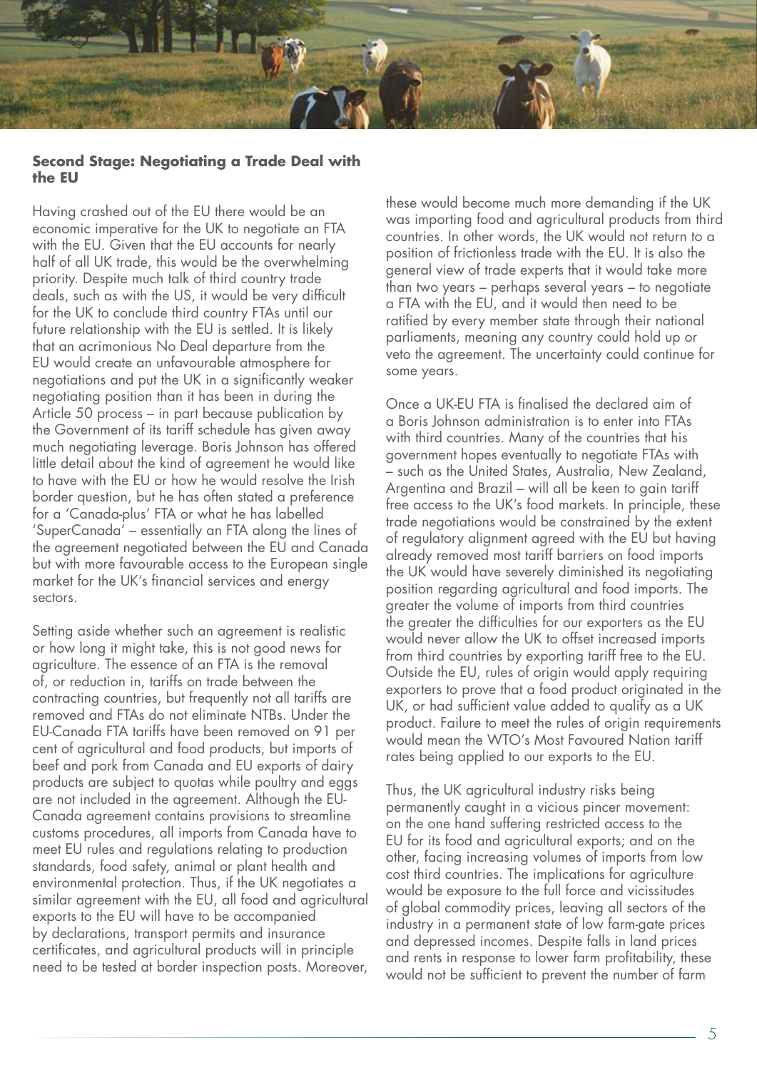**Second Stage: Negotiating a Trade Deal with the EU**

Having crashed out of the EU there would be an economic imperative for the UK to negotiate an FTA with the EU. Given that the EU accounts for nearly half of all UK trade, this would be the overwhelming priority. Despite much talk of third country trade deals, such as with the US, it would be very difficult for the UK to conclude third country FTAs until our future relationship with the EU is settled. It is likely that an acrimonious No Deal departure from the EU would create an unfavourable atmosphere for negotiations and put the UK in a significantly weaker negotiating position than it has been in during the Article 50 process – in part because publication by the Government of its tariff schedule has given away much negotiating leverage. Boris Johnson has offered little detail about the kind of agreement he would like to have with the EU or how he would resolve the Irish border question, but he has often stated a preference for a 'Canada-plus' FTA or what he has labelled 'SuperCanada' – essentially an FTA along the lines of the agreement negotiated between the EU and Canada but with more favourable access to the European single market for the UK's financial services and energy sectors.

Setting aside whether such an agreement is realistic or how long it might take, this is not good news for agriculture. The essence of an FTA is the removal of, or reduction in, tariffs on trade between the contracting countries, but frequently not all tariffs are removed and FTAs do not eliminate NTBs. Under the EU-Canada FTA tariffs have been removed on 91 per cent of agricultural and food products, but imports of beef and pork from Canada and EU exports of dairy products are subject to quotas while poultry and eggs are not included in the agreement. Although the EU-Canada agreement contains provisions to streamline customs procedures, all imports from Canada have to meet EU rules and regulations relating to production standards, food safety, animal or plant health and environmental protection. Thus, if the UK negotiates a similar agreement with the EU, all food and agricultural exports to the EU will have to be accompanied by declarations, transport permits and insurance certificates, and agricultural products will in principle need to be tested at border inspection posts. Moreover, these would become much more demanding if the UK was importing food and agricultural products from third countries. In other words, the UK would not return to a position of frictionless trade with the EU. It is also the general view of trade experts that it would take more than two years – perhaps several years – to negotiate a FTA with the EU, and it would then need to be ratified by every member state through their national parliaments, meaning any country could hold up or veto the agreement. The uncertainty could continue for some years.

Once a UK-EU FTA is finalised the declared aim of a Boris Johnson administration is to enter into FTAs with third countries. Many of the countries that his government hopes eventually to negotiate FTAs with – such as the United States, Australia, New Zealand, Argentina and Brazil – will all be keen to gain tariff free access to the UK's food markets. In principle, these trade negotiations would be constrained by the extent of regulatory alignment agreed with the EU but having already removed most tariff barriers on food imports the UK would have severely diminished its negotiating position regarding agricultural and food imports. The greater the volume of imports from third countries the greater the difficulties for our exporters as the EU would never allow the UK to offset increased imports from third countries by exporting tariff free to the EU. Outside the EU, rules of origin would apply requiring exporters to prove that a food product originated in the UK, or had sufficient value added to qualify as a UK product. Failure to meet the rules of origin requirements would mean the WTO's Most Favoured Nation tariff rates being applied to our exports to the EU.

Thus, the UK agricultural industry risks being permanently caught in a vicious pincer movement: on the one hand suffering restricted access to the EU for its food and agricultural exports; and on the other, facing increasing volumes of imports from low cost third countries. The implications for agriculture would be exposure to the full force and vicissitudes of global commodity prices, leaving all sectors of the industry in a permanent state of low farm-gate prices and depressed incomes. Despite falls in land prices and rents in response to lower farm profitability, these would not be sufficient to prevent the number of farm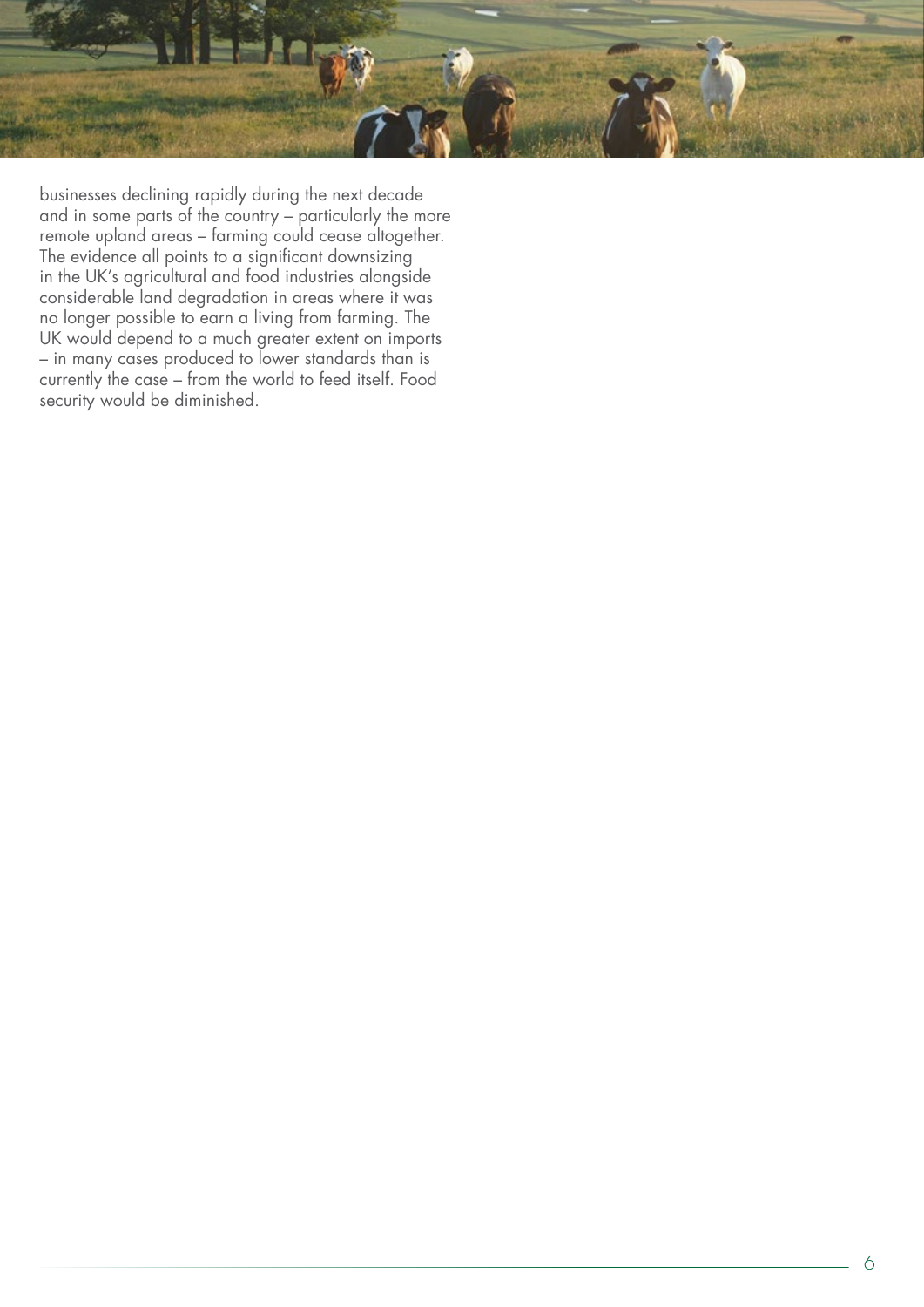businesses declining rapidly during the next decade and in some parts of the country – particularly the more remote upland areas – farming could cease altogether. The evidence all points to a significant downsizing in the UK's agricultural and food industries alongside considerable land degradation in areas where it was no longer possible to earn a living from farming. The UK would depend to a much greater extent on imports – in many cases produced to lower standards than is currently the case – from the world to feed itself. Food security would be diminished.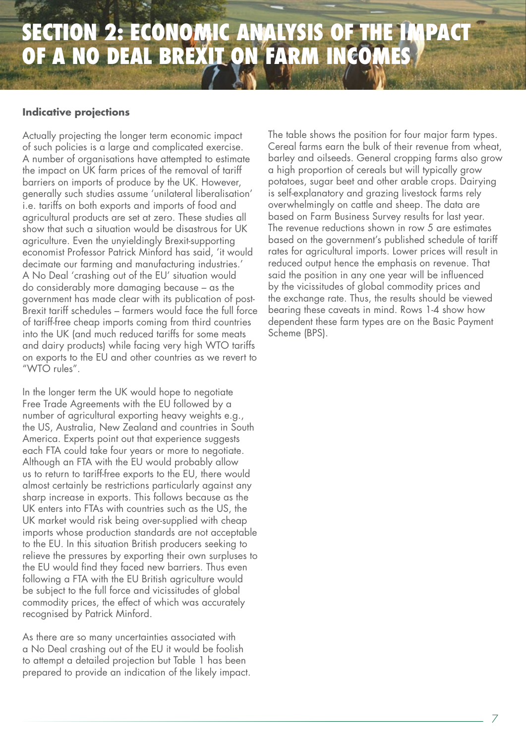# SECTION 2: ECONOMIC ANALYSIS OF THE IMPACT OF A NO DEAL BREXIT ON FARM INCOMES

**Indicative projections**

Actually projecting the longer term economic impact of such policies is a large and complicated exercise. A number of organisations have attempted to estimate the impact on UK farm prices of the removal of tariff barriers on imports of produce by the UK. However, generally such studies assume 'unilateral liberalisation' i.e. tariffs on both exports and imports of food and agricultural products are set at zero. These studies all show that such a situation would be disastrous for UK agriculture. Even the unyieldingly Brexit-supporting economist Professor Patrick Minford has said, 'it would decimate our farming and manufacturing industries.' A No Deal 'crashing out of the EU' situation would do considerably more damaging because – as the government has made clear with its publication of post-Brexit tariff schedules – farmers would face the full force of tariff-free cheap imports coming from third countries into the UK (and much reduced tariffs for some meats and dairy products) while facing very high WTO tariffs on exports to the EU and other countries as we revert to "WTO rules".

In the longer term the UK would hope to negotiate Free Trade Agreements with the EU followed by a number of agricultural exporting heavy weights e.g., the US, Australia, New Zealand and countries in South America. Experts point out that experience suggests each FTA could take four years or more to negotiate. Although an FTA with the EU would probably allow us to return to tariff-free exports to the EU, there would almost certainly be restrictions particularly against any sharp increase in exports. This follows because as the UK enters into FTAs with countries such as the US, the UK market would risk being over-supplied with cheap imports whose production standards are not acceptable to the EU. In this situation British producers seeking to relieve the pressures by exporting their own surpluses to the EU would find they faced new barriers. Thus even following a FTA with the EU British agriculture would be subject to the full force and vicissitudes of global commodity prices, the effect of which was accurately recognised by Patrick Minford.

As there are so many uncertainties associated with a No Deal crashing out of the EU it would be foolish to attempt a detailed projection but Table 1 has been prepared to provide an indication of the likely impact.

The table shows the position for four major farm types. Cereal farms earn the bulk of their revenue from wheat, barley and oilseeds. General cropping farms also grow a high proportion of cereals but will typically grow potatoes, sugar beet and other arable crops. Dairying is self-explanatory and grazing livestock farms rely overwhelmingly on cattle and sheep. The data are based on Farm Business Survey results for last year. The revenue reductions shown in row 5 are estimates based on the government's published schedule of tariff rates for agricultural imports. Lower prices will result in reduced output hence the emphasis on revenue. That said the position in any one year will be influenced by the vicissitudes of global commodity prices and the exchange rate. Thus, the results should be viewed bearing these caveats in mind. Rows 1-4 show how dependent these farm types are on the Basic Payment Scheme (BPS).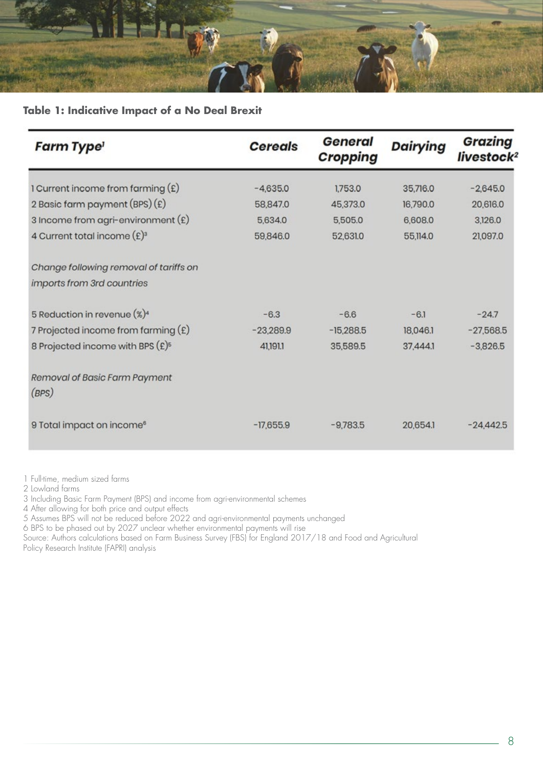**Table 1: Indicative Impact of a No Deal Brexit**

| *Farm Type*[1] | *Cereals* | *General Cropping* | *Dairying* | *Grazing livestock*[2] |
|---|---|---|---|---|
| 1 Current income from farming (£) | -4,635.0 | 1,753.0 | 35,716.0 | -2,645.0 |
| 2 Basic farm payment (BPS) (£) | 58,847.0 | 45,373.0 | 16,790.0 | 20,616.0 |
| 3 Income from agri-environment (£) | 5,634.0 | 5,505.0 | 6,608.0 | 3,126.0 |
| 4 Current total income (£)[3] | 59,846.0 | 52,631.0 | 55,114.0 | 21,097.0 |
| *Change following removal of tariffs on imports from 3rd countries* | | | | |
| 5 Reduction in revenue (%)[4] | -6.3 | -6.6 | -6.1 | -24.7 |
| 7 Projected income from farming (£) | -23,289.9 | -15,288.5 | 18,046.1 | -27,568.5 |
| 8 Projected income with BPS (£)[5] | 41,191.1 | 35,589.5 | 37,444.1 | -3,826.5 |
| *Removal of Basic Farm Payment (BPS)* | | | | |
| 9 Total impact on income[6] | -17,655.9 | -9,783.5 | 20,654.1 | -24,442.5 |

1 Full-time, medium sized farms
2 Lowland farms
3 Including Basic Farm Payment (BPS) and income from agri-environmental schemes
4 After allowing for both price and output effects
5 Assumes BPS will not be reduced before 2022 and agri-environmental payments unchanged
6 BPS to be phased out by 2027 unclear whether environmental payments will rise
Source: Authors calculations based on Farm Business Survey (FBS) for England 2017/18 and Food and Agricultural Policy Research Institute (FAPRI) analysis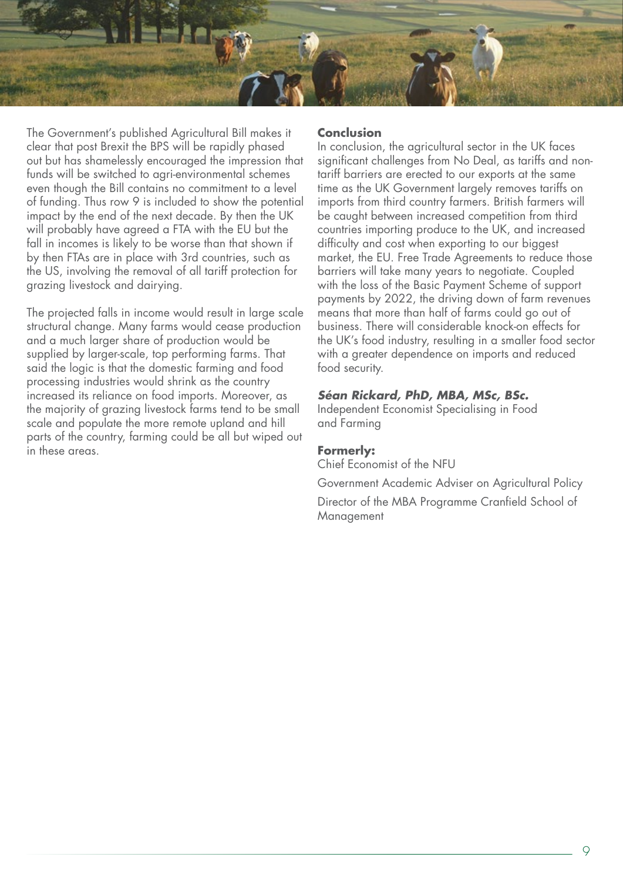The Government's published Agricultural Bill makes it clear that post Brexit the BPS will be rapidly phased out but has shamelessly encouraged the impression that funds will be switched to agri-environmental schemes even though the Bill contains no commitment to a level of funding. Thus row 9 is included to show the potential impact by the end of the next decade. By then the UK will probably have agreed a FTA with the EU but the fall in incomes is likely to be worse than that shown if by then FTAs are in place with 3rd countries, such as the US, involving the removal of all tariff protection for grazing livestock and dairying.

The projected falls in income would result in large scale structural change. Many farms would cease production and a much larger share of production would be supplied by larger-scale, top performing farms. That said the logic is that the domestic farming and food processing industries would shrink as the country increased its reliance on food imports. Moreover, as the majority of grazing livestock farms tend to be small scale and populate the more remote upland and hill parts of the country, farming could be all but wiped out in these areas.

**Conclusion**

In conclusion, the agricultural sector in the UK faces significant challenges from No Deal, as tariffs and non-tariff barriers are erected to our exports at the same time as the UK Government largely removes tariffs on imports from third country farmers. British farmers will be caught between increased competition from third countries importing produce to the UK, and increased difficulty and cost when exporting to our biggest market, the EU. Free Trade Agreements to reduce those barriers will take many years to negotiate. Coupled with the loss of the Basic Payment Scheme of support payments by 2022, the driving down of farm revenues means that more than half of farms could go out of business. There will considerable knock-on effects for the UK's food industry, resulting in a smaller food sector with a greater dependence on imports and reduced food security.

***Séan Rickard, PhD, MBA, MSc, BSc.***
Independent Economist Specialising in Food and Farming

**Formerly:**
Chief Economist of the NFU

Government Academic Adviser on Agricultural Policy

Director of the MBA Programme Cranfield School of Management